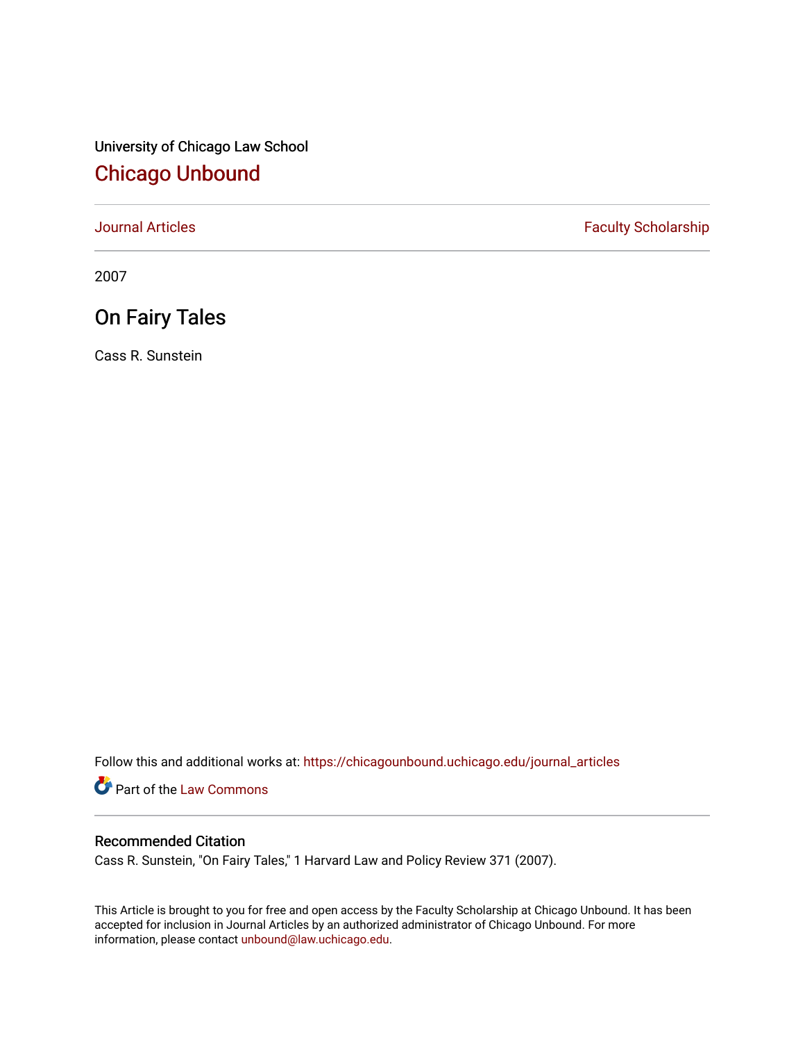University of Chicago Law School

## Chicago Unbound

Journal Articles | Faculty Scholarship

2007

# On Fairy Tales

Cass R. Sunstein

Follow this and additional works at: https://chicagounbound.uchicago.edu/journal_articles

Part of the Law Commons

### Recommended Citation

Cass R. Sunstein, "On Fairy Tales," 1 Harvard Law and Policy Review 371 (2007).

This Article is brought to you for free and open access by the Faculty Scholarship at Chicago Unbound. It has been accepted for inclusion in Journal Articles by an authorized administrator of Chicago Unbound. For more information, please contact unbound@law.uchicago.edu.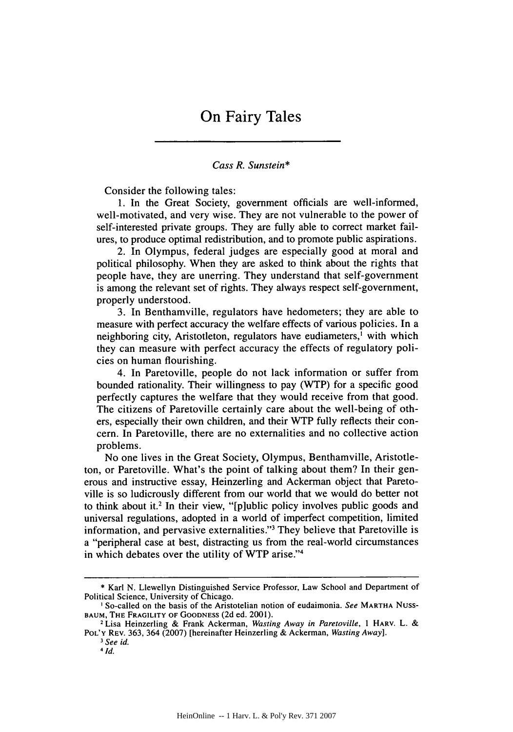# On Fairy Tales

*Cass R. Sunstein**

Consider the following tales:

1. In the Great Society, government officials are well-informed, well-motivated, and very wise. They are not vulnerable to the power of self-interested private groups. They are fully able to correct market failures, to produce optimal redistribution, and to promote public aspirations.

2. In Olympus, federal judges are especially good at moral and political philosophy. When they are asked to think about the rights that people have, they are unerring. They understand that self-government is among the relevant set of rights. They always respect self-government, properly understood.

3. In Benthamville, regulators have hedometers; they are able to measure with perfect accuracy the welfare effects of various policies. In a neighboring city, Aristotleton, regulators have eudiameters,[1] with which they can measure with perfect accuracy the effects of regulatory policies on human flourishing.

4. In Paretoville, people do not lack information or suffer from bounded rationality. Their willingness to pay (WTP) for a specific good perfectly captures the welfare that they would receive from that good. The citizens of Paretoville certainly care about the well-being of others, especially their own children, and their WTP fully reflects their concern. In Paretoville, there are no externalities and no collective action problems.

No one lives in the Great Society, Olympus, Benthamville, Aristotleton, or Paretoville. What's the point of talking about them? In their generous and instructive essay, Heinzerling and Ackerman object that Paretoville is so ludicrously different from our world that we would do better not to think about it.[2] In their view, "[p]ublic policy involves public goods and universal regulations, adopted in a world of imperfect competition, limited information, and pervasive externalities."[3] They believe that Paretoville is a "peripheral case at best, distracting us from the real-world circumstances in which debates over the utility of WTP arise."[4]

---

\* Karl N. Llewellyn Distinguished Service Professor, Law School and Department of Political Science, University of Chicago.

[1] So-called on the basis of the Aristotelian notion of eudaimonia. *See* MARTHA NUSSBAUM, THE FRAGILITY OF GOODNESS (2d ed. 2001).

[2] Lisa Heinzerling & Frank Ackerman, *Wasting Away in Paretoville*, 1 HARV. L. & POL'Y REV. 363, 364 (2007) [hereinafter Heinzerling & Ackerman, *Wasting Away*].

[3] *See id.*

[4] *Id.*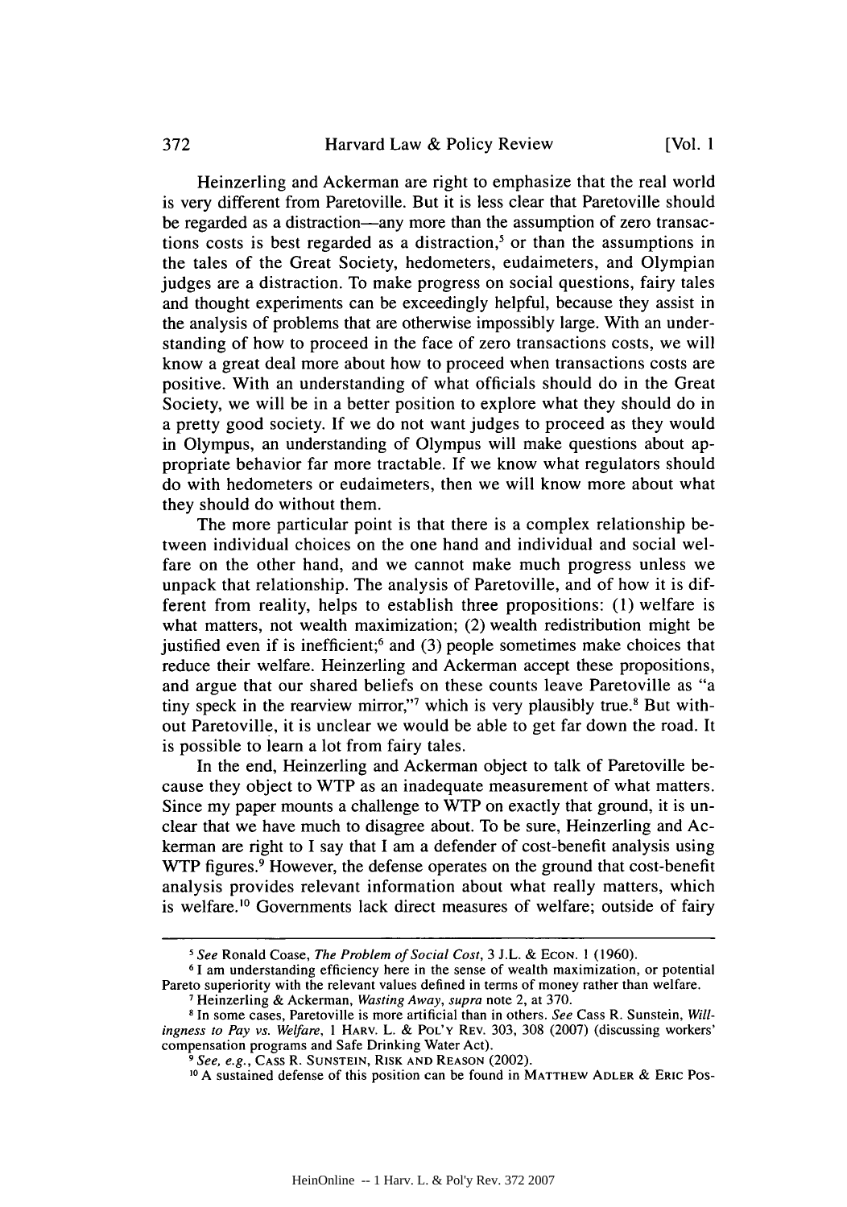Heinzerling and Ackerman are right to emphasize that the real world is very different from Paretoville. But it is less clear that Paretoville should be regarded as a distraction—any more than the assumption of zero transactions costs is best regarded as a distraction,[5] or than the assumptions in the tales of the Great Society, hedometers, eudaimeters, and Olympian judges are a distraction. To make progress on social questions, fairy tales and thought experiments can be exceedingly helpful, because they assist in the analysis of problems that are otherwise impossibly large. With an understanding of how to proceed in the face of zero transactions costs, we will know a great deal more about how to proceed when transactions costs are positive. With an understanding of what officials should do in the Great Society, we will be in a better position to explore what they should do in a pretty good society. If we do not want judges to proceed as they would in Olympus, an understanding of Olympus will make questions about appropriate behavior far more tractable. If we know what regulators should do with hedometers or eudaimeters, then we will know more about what they should do without them.

The more particular point is that there is a complex relationship between individual choices on the one hand and individual and social welfare on the other hand, and we cannot make much progress unless we unpack that relationship. The analysis of Paretoville, and of how it is different from reality, helps to establish three propositions: (1) welfare is what matters, not wealth maximization; (2) wealth redistribution might be justified even if is inefficient;[6] and (3) people sometimes make choices that reduce their welfare. Heinzerling and Ackerman accept these propositions, and argue that our shared beliefs on these counts leave Paretoville as "a tiny speck in the rearview mirror,"[7] which is very plausibly true.[8] But without Paretoville, it is unclear we would be able to get far down the road. It is possible to learn a lot from fairy tales.

In the end, Heinzerling and Ackerman object to talk of Paretoville because they object to WTP as an inadequate measurement of what matters. Since my paper mounts a challenge to WTP on exactly that ground, it is unclear that we have much to disagree about. To be sure, Heinzerling and Ackerman are right to I say that I am a defender of cost-benefit analysis using WTP figures.[9] However, the defense operates on the ground that cost-benefit analysis provides relevant information about what really matters, which is welfare.[10] Governments lack direct measures of welfare; outside of fairy

---

[5] *See* Ronald Coase, *The Problem of Social Cost*, 3 J.L. & Econ. 1 (1960).

[6] I am understanding efficiency here in the sense of wealth maximization, or potential Pareto superiority with the relevant values defined in terms of money rather than welfare.

[7] Heinzerling & Ackerman, *Wasting Away*, *supra* note 2, at 370.

[8] In some cases, Paretoville is more artificial than in others. *See* Cass R. Sunstein, *Willingness to Pay vs. Welfare*, 1 Harv. L. & Pol'y Rev. 303, 308 (2007) (discussing workers' compensation programs and Safe Drinking Water Act).

[9] *See, e.g.*, Cass R. Sunstein, Risk and Reason (2002).

[10] A sustained defense of this position can be found in Matthew Adler & Eric Pos-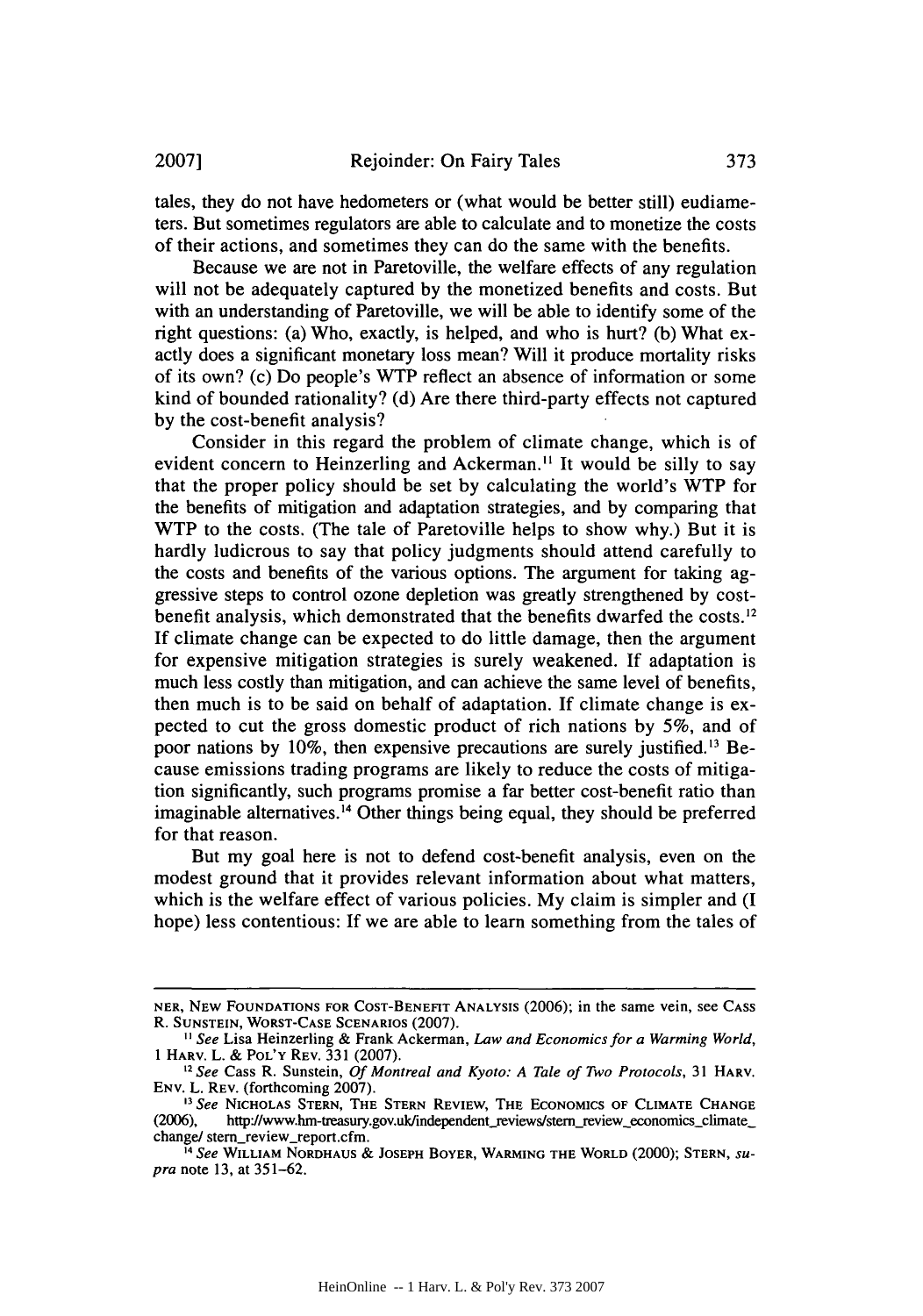tales, they do not have hedometers or (what would be better still) eudiameters. But sometimes regulators are able to calculate and to monetize the costs of their actions, and sometimes they can do the same with the benefits.

Because we are not in Paretoville, the welfare effects of any regulation will not be adequately captured by the monetized benefits and costs. But with an understanding of Paretoville, we will be able to identify some of the right questions: (a) Who, exactly, is helped, and who is hurt? (b) What exactly does a significant monetary loss mean? Will it produce mortality risks of its own? (c) Do people's WTP reflect an absence of information or some kind of bounded rationality? (d) Are there third-party effects not captured by the cost-benefit analysis?

Consider in this regard the problem of climate change, which is of evident concern to Heinzerling and Ackerman.[11] It would be silly to say that the proper policy should be set by calculating the world's WTP for the benefits of mitigation and adaptation strategies, and by comparing that WTP to the costs. (The tale of Paretoville helps to show why.) But it is hardly ludicrous to say that policy judgments should attend carefully to the costs and benefits of the various options. The argument for taking aggressive steps to control ozone depletion was greatly strengthened by cost-benefit analysis, which demonstrated that the benefits dwarfed the costs.[12] If climate change can be expected to do little damage, then the argument for expensive mitigation strategies is surely weakened. If adaptation is much less costly than mitigation, and can achieve the same level of benefits, then much is to be said on behalf of adaptation. If climate change is expected to cut the gross domestic product of rich nations by 5%, and of poor nations by 10%, then expensive precautions are surely justified.[13] Because emissions trading programs are likely to reduce the costs of mitigation significantly, such programs promise a far better cost-benefit ratio than imaginable alternatives.[14] Other things being equal, they should be preferred for that reason.

But my goal here is not to defend cost-benefit analysis, even on the modest ground that it provides relevant information about what matters, which is the welfare effect of various policies. My claim is simpler and (I hope) less contentious: If we are able to learn something from the tales of

---

NER, NEW FOUNDATIONS FOR COST-BENEFIT ANALYSIS (2006); in the same vein, see CASS R. SUNSTEIN, WORST-CASE SCENARIOS (2007).

[11] *See* Lisa Heinzerling & Frank Ackerman, *Law and Economics for a Warming World*, 1 HARV. L. & POL'Y REV. 331 (2007).

[12] *See* Cass R. Sunstein, *Of Montreal and Kyoto: A Tale of Two Protocols*, 31 HARV. ENV. L. REV. (forthcoming 2007).

[13] *See* NICHOLAS STERN, THE STERN REVIEW, THE ECONOMICS OF CLIMATE CHANGE (2006), http://www.hm-treasury.gov.uk/independent_reviews/stern_review_economics_climate_change/ stern_review_report.cfm.

[14] *See* WILLIAM NORDHAUS & JOSEPH BOYER, WARMING THE WORLD (2000); STERN, *supra* note 13, at 351–62.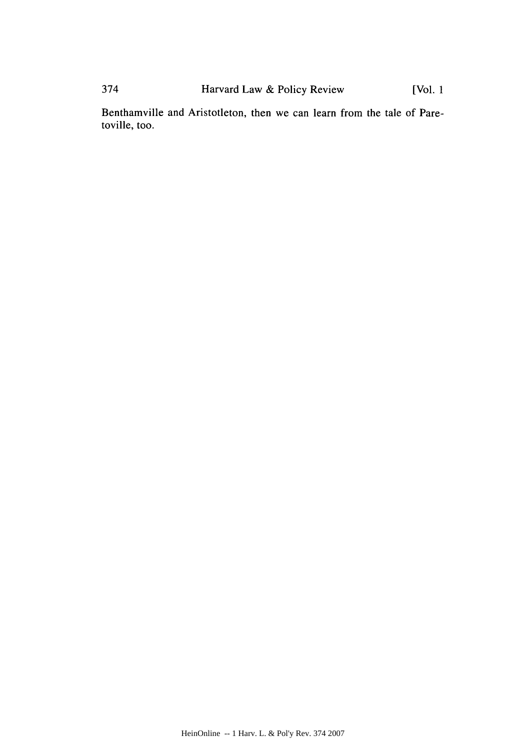Benthamville and Aristotleton, then we can learn from the tale of Paretoville, too.